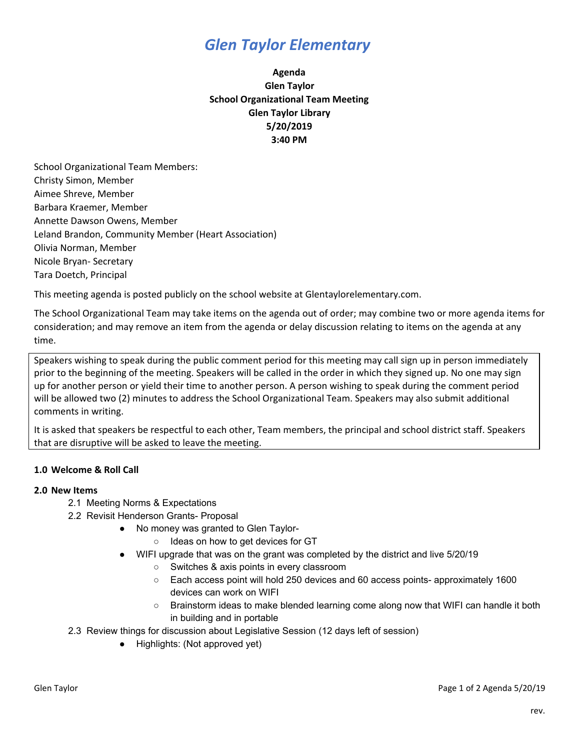# *Glen Taylor Elementary*

**Agenda**
**Glen Taylor**
**School Organizational Team Meeting**
**Glen Taylor Library**
**5/20/2019**
**3:40 PM**

School Organizational Team Members:
Christy Simon, Member
Aimee Shreve, Member
Barbara Kraemer, Member
Annette Dawson Owens, Member
Leland Brandon, Community Member (Heart Association)
Olivia Norman, Member
Nicole Bryan- Secretary
Tara Doetch, Principal

This meeting agenda is posted publicly on the school website at Glentaylorelementary.com.

The School Organizational Team may take items on the agenda out of order; may combine two or more agenda items for consideration; and may remove an item from the agenda or delay discussion relating to items on the agenda at any time.

Speakers wishing to speak during the public comment period for this meeting may call sign up in person immediately prior to the beginning of the meeting. Speakers will be called in the order in which they signed up. No one may sign up for another person or yield their time to another person. A person wishing to speak during the comment period will be allowed two (2) minutes to address the School Organizational Team. Speakers may also submit additional comments in writing.

It is asked that speakers be respectful to each other, Team members, the principal and school district staff. Speakers that are disruptive will be asked to leave the meeting.

**1.0 Welcome & Roll Call**

**2.0 New Items**

2.1 Meeting Norms & Expectations

2.2 Revisit Henderson Grants- Proposal

- No money was granted to Glen Taylor-
  - Ideas on how to get devices for GT
- WIFI upgrade that was on the grant was completed by the district and live 5/20/19
  - Switches & axis points in every classroom
  - Each access point will hold 250 devices and 60 access points- approximately 1600 devices can work on WIFI
  - Brainstorm ideas to make blended learning come along now that WIFI can handle it both in building and in portable

2.3 Review things for discussion about Legislative Session (12 days left of session)

- Highlights: (Not approved yet)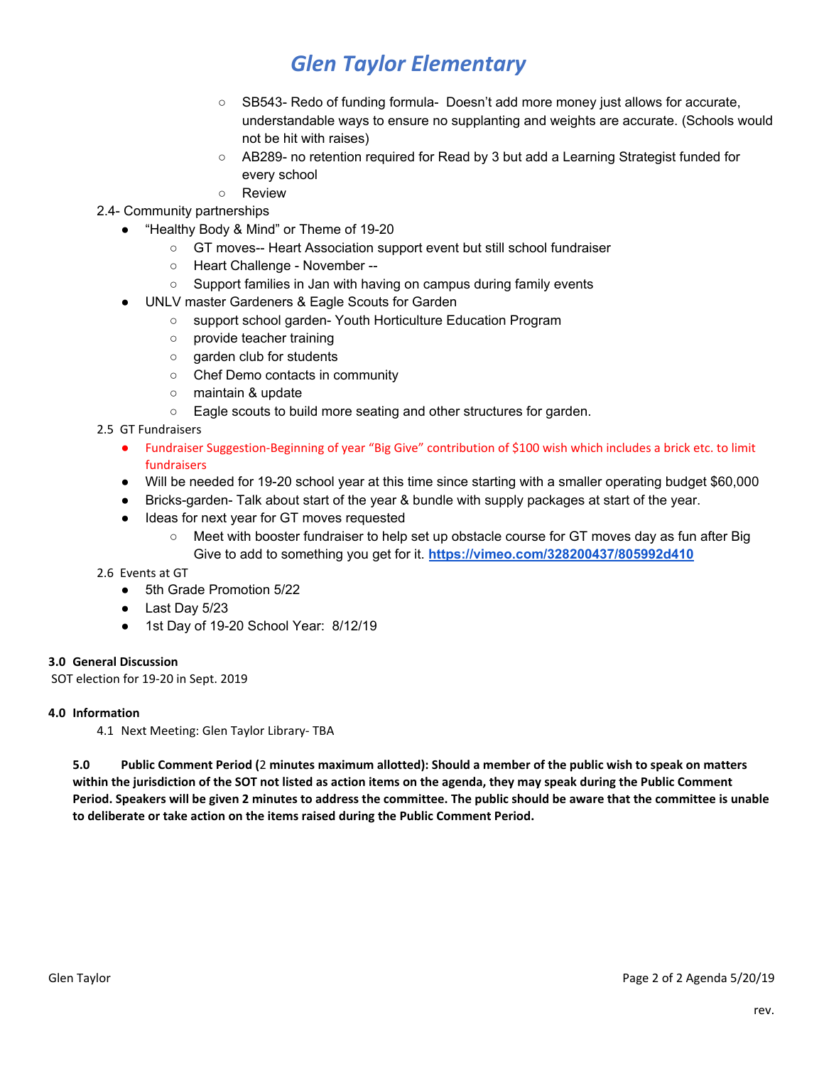# Glen Taylor Elementary

- SB543- Redo of funding formula- Doesn't add more money just allows for accurate, understandable ways to ensure no supplanting and weights are accurate. (Schools would not be hit with raises)
- AB289- no retention required for Read by 3 but add a Learning Strategist funded for every school
- Review

2.4- Community partnerships

- "Healthy Body & Mind" or Theme of 19-20
  - GT moves-- Heart Association support event but still school fundraiser
  - Heart Challenge - November --
  - Support families in Jan with having on campus during family events
- UNLV master Gardeners & Eagle Scouts for Garden
  - support school garden- Youth Horticulture Education Program
  - provide teacher training
  - garden club for students
  - Chef Demo contacts in community
  - maintain & update
  - Eagle scouts to build more seating and other structures for garden.

2.5 GT Fundraisers

- Fundraiser Suggestion-Beginning of year "Big Give" contribution of $100 wish which includes a brick etc. to limit fundraisers
- Will be needed for 19-20 school year at this time since starting with a smaller operating budget $60,000
- Bricks-garden- Talk about start of the year & bundle with supply packages at start of the year.
- Ideas for next year for GT moves requested
  - Meet with booster fundraiser to help set up obstacle course for GT moves day as fun after Big Give to add to something you get for it. **https://vimeo.com/328200437/805992d410**

2.6 Events at GT

- 5th Grade Promotion 5/22
- Last Day 5/23
- 1st Day of 19-20 School Year: 8/12/19

**3.0 General Discussion**

SOT election for 19-20 in Sept. 2019

**4.0 Information**

4.1 Next Meeting: Glen Taylor Library- TBA

**5.0 Public Comment Period (2 minutes maximum allotted): Should a member of the public wish to speak on matters within the jurisdiction of the SOT not listed as action items on the agenda, they may speak during the Public Comment Period. Speakers will be given 2 minutes to address the committee. The public should be aware that the committee is unable to deliberate or take action on the items raised during the Public Comment Period.**